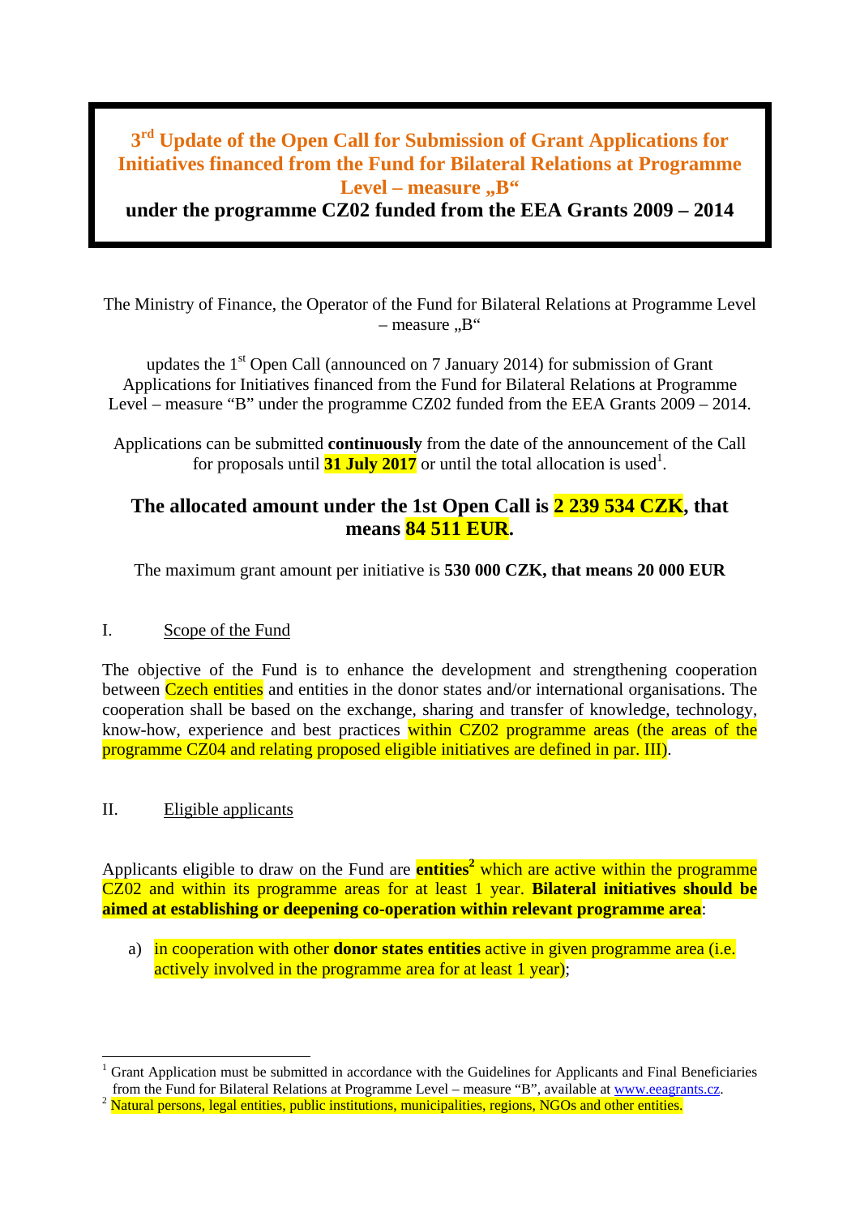# 3rd Update of the Open Call for Submission of Grant Applications for Initiatives financed from the Fund for Bilateral Relations at Programme Level – measure „B“

**under the programme CZ02 funded from the EEA Grants 2009 – 2014**

The Ministry of Finance, the Operator of the Fund for Bilateral Relations at Programme Level – measure „B“

updates the 1st Open Call (announced on 7 January 2014) for submission of Grant Applications for Initiatives financed from the Fund for Bilateral Relations at Programme Level – measure "B" under the programme CZ02 funded from the EEA Grants 2009 – 2014.

Applications can be submitted **continuously** from the date of the announcement of the Call for proposals until **31 July 2017** or until the total allocation is used[1].

**The allocated amount under the 1st Open Call is 2 239 534 CZK, that means 84 511 EUR.**

The maximum grant amount per initiative is **530 000 CZK, that means 20 000 EUR**

## I. Scope of the Fund

The objective of the Fund is to enhance the development and strengthening cooperation between Czech entities and entities in the donor states and/or international organisations. The cooperation shall be based on the exchange, sharing and transfer of knowledge, technology, know-how, experience and best practices within CZ02 programme areas (the areas of the programme CZ04 and relating proposed eligible initiatives are defined in par. III).

## II. Eligible applicants

Applicants eligible to draw on the Fund are **entities**[2] which are active within the programme CZ02 and within its programme areas for at least 1 year. **Bilateral initiatives should be aimed at establishing or deepening co-operation within relevant programme area**:

a) in cooperation with other **donor states entities** active in given programme area (i.e. actively involved in the programme area for at least 1 year);

---

[1] Grant Application must be submitted in accordance with the Guidelines for Applicants and Final Beneficiaries from the Fund for Bilateral Relations at Programme Level – measure "B", available at www.eeagrants.cz.

[2] Natural persons, legal entities, public institutions, municipalities, regions, NGOs and other entities.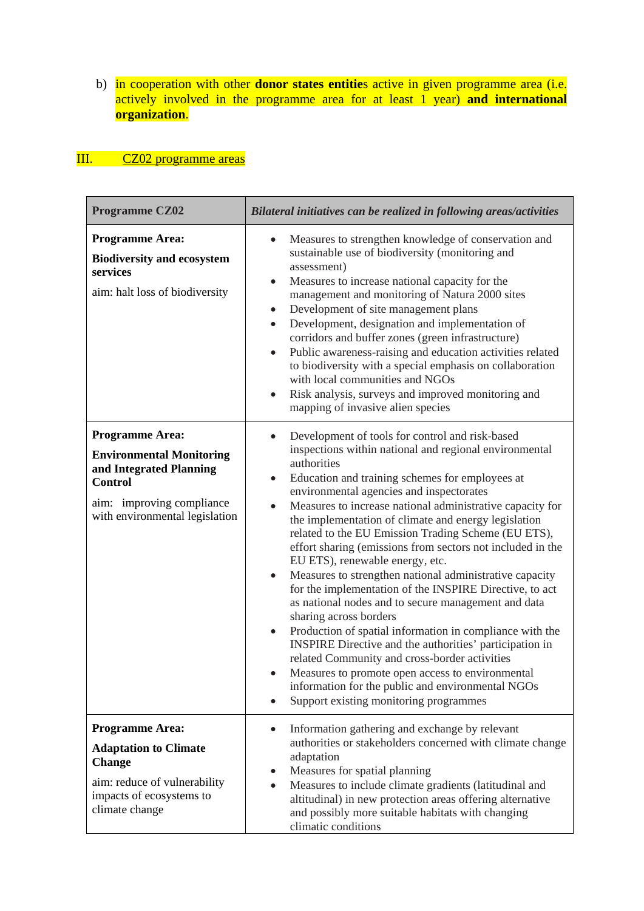b) in cooperation with other **donor states entitie**s active in given programme area (i.e. actively involved in the programme area for at least 1 year) **and international organization**.

## III. CZ02 programme areas

| **Programme CZ02** | ***Bilateral initiatives can be realized in following areas/activities*** |
|---|---|
| **Programme Area:**<br><br>**Biodiversity and ecosystem services**<br><br>aim: halt loss of biodiversity | • Measures to strengthen knowledge of conservation and sustainable use of biodiversity (monitoring and assessment)<br>• Measures to increase national capacity for the management and monitoring of Natura 2000 sites<br>• Development of site management plans<br>• Development, designation and implementation of corridors and buffer zones (green infrastructure)<br>• Public awareness-raising and education activities related to biodiversity with a special emphasis on collaboration with local communities and NGOs<br>• Risk analysis, surveys and improved monitoring and mapping of invasive alien species |
| **Programme Area:**<br><br>**Environmental Monitoring and Integrated Planning Control**<br><br>aim: improving compliance with environmental legislation | • Development of tools for control and risk-based inspections within national and regional environmental authorities<br>• Education and training schemes for employees at environmental agencies and inspectorates<br>• Measures to increase national administrative capacity for the implementation of climate and energy legislation related to the EU Emission Trading Scheme (EU ETS), effort sharing (emissions from sectors not included in the EU ETS), renewable energy, etc.<br>• Measures to strengthen national administrative capacity for the implementation of the INSPIRE Directive, to act as national nodes and to secure management and data sharing across borders<br>• Production of spatial information in compliance with the INSPIRE Directive and the authorities' participation in related Community and cross-border activities<br>• Measures to promote open access to environmental information for the public and environmental NGOs<br>• Support existing monitoring programmes |
| **Programme Area:**<br><br>**Adaptation to Climate Change**<br><br>aim: reduce of vulnerability impacts of ecosystems to climate change | • Information gathering and exchange by relevant authorities or stakeholders concerned with climate change adaptation<br>• Measures for spatial planning<br>• Measures to include climate gradients (latitudinal and altitudinal) in new protection areas offering alternative and possibly more suitable habitats with changing climatic conditions |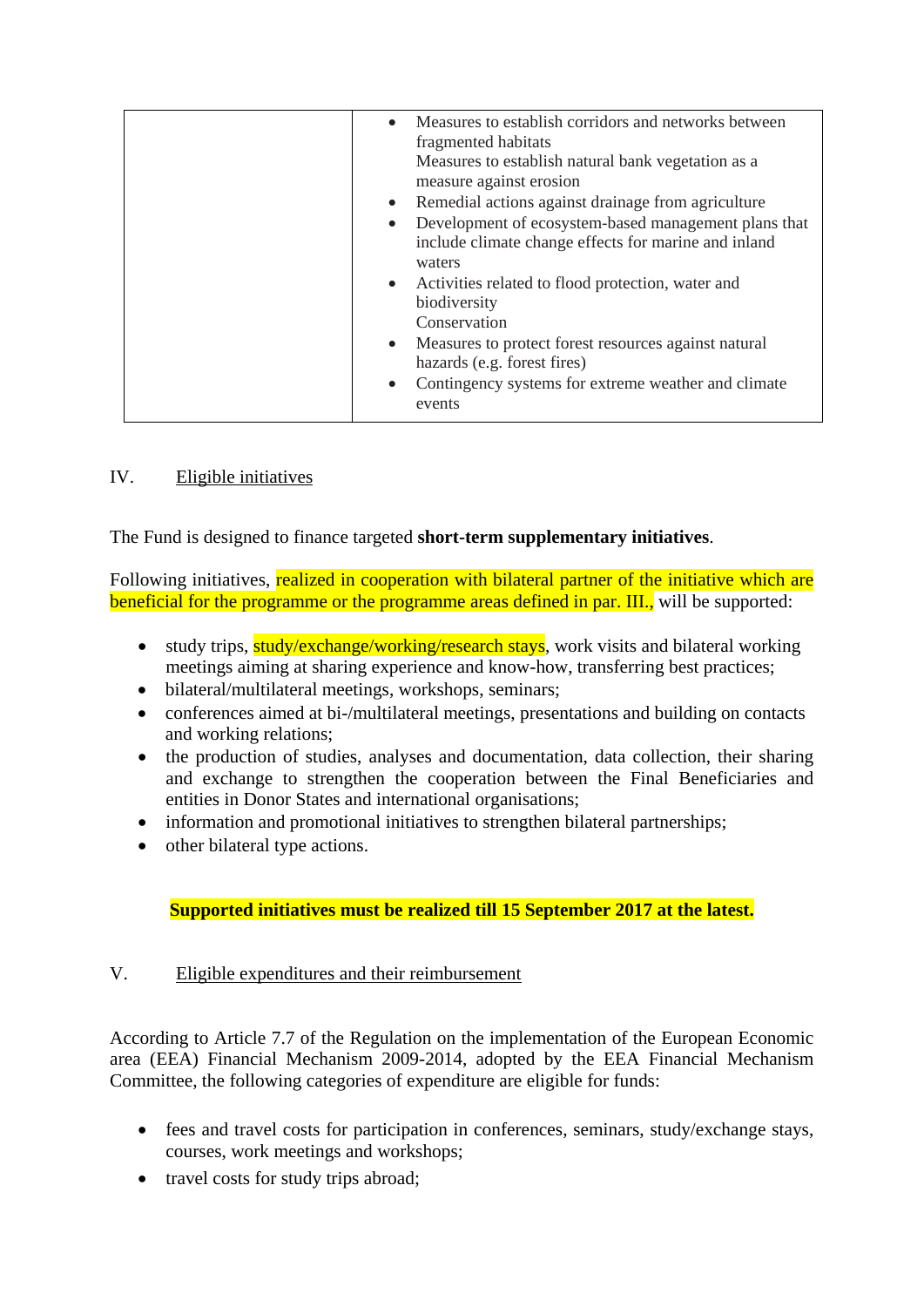| | |
|---|---|
| | • Measures to establish corridors and networks between fragmented habitats<br>Measures to establish natural bank vegetation as a measure against erosion<br>• Remedial actions against drainage from agriculture<br>• Development of ecosystem-based management plans that include climate change effects for marine and inland waters<br>• Activities related to flood protection, water and biodiversity<br>Conservation<br>• Measures to protect forest resources against natural hazards (e.g. forest fires)<br>• Contingency systems for extreme weather and climate events |

## IV. Eligible initiatives

The Fund is designed to finance targeted **short-term supplementary initiatives**.

Following initiatives, realized in cooperation with bilateral partner of the initiative which are beneficial for the programme or the programme areas defined in par. III., will be supported:

- study trips, study/exchange/working/research stays, work visits and bilateral working meetings aiming at sharing experience and know-how, transferring best practices;
- bilateral/multilateral meetings, workshops, seminars;
- conferences aimed at bi-/multilateral meetings, presentations and building on contacts and working relations;
- the production of studies, analyses and documentation, data collection, their sharing and exchange to strengthen the cooperation between the Final Beneficiaries and entities in Donor States and international organisations;
- information and promotional initiatives to strengthen bilateral partnerships;
- other bilateral type actions.

**Supported initiatives must be realized till 15 September 2017 at the latest.**

## V. Eligible expenditures and their reimbursement

According to Article 7.7 of the Regulation on the implementation of the European Economic area (EEA) Financial Mechanism 2009-2014, adopted by the EEA Financial Mechanism Committee, the following categories of expenditure are eligible for funds:

- fees and travel costs for participation in conferences, seminars, study/exchange stays, courses, work meetings and workshops;
- travel costs for study trips abroad;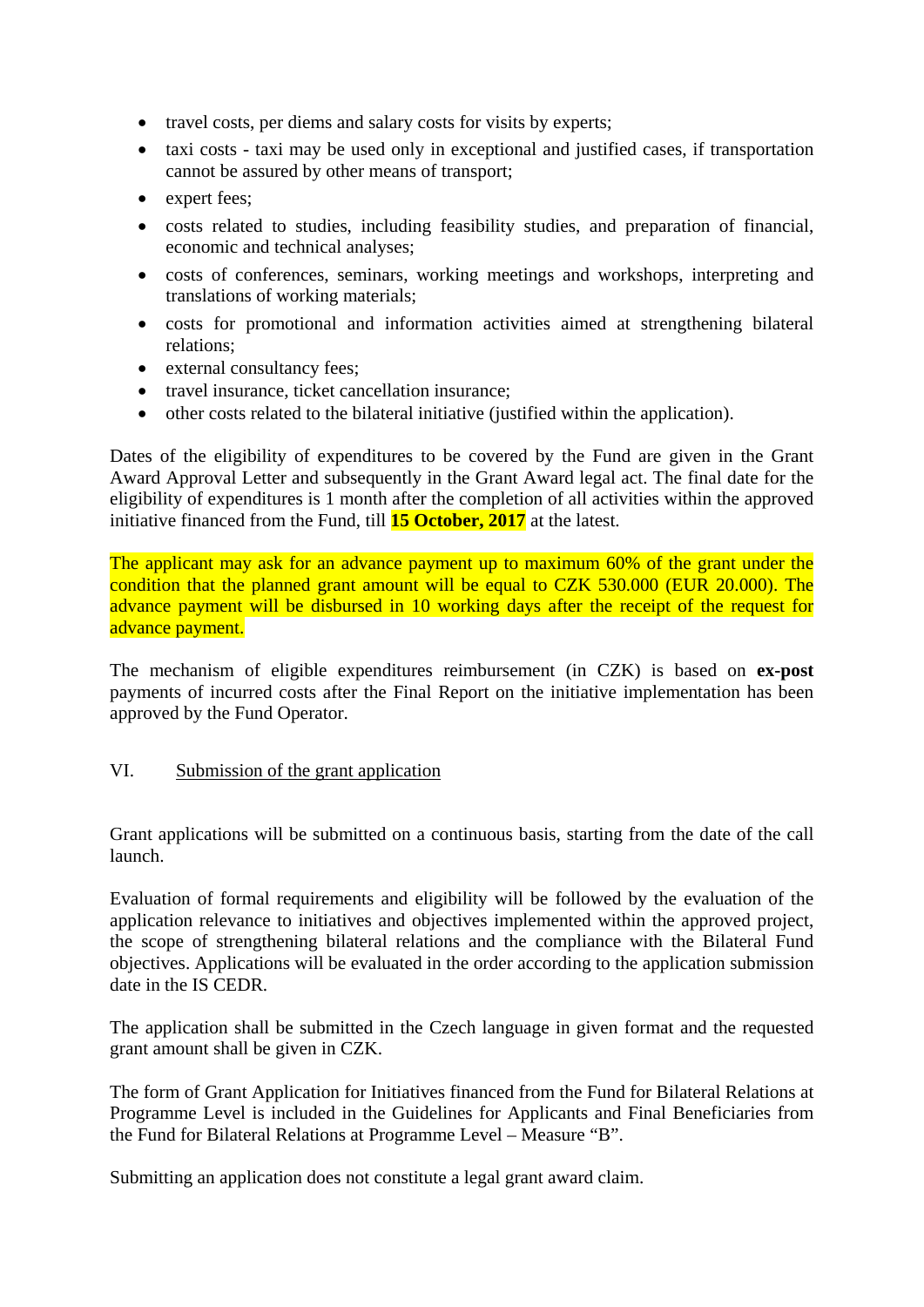- travel costs, per diems and salary costs for visits by experts;
- taxi costs - taxi may be used only in exceptional and justified cases, if transportation cannot be assured by other means of transport;
- expert fees;
- costs related to studies, including feasibility studies, and preparation of financial, economic and technical analyses;
- costs of conferences, seminars, working meetings and workshops, interpreting and translations of working materials;
- costs for promotional and information activities aimed at strengthening bilateral relations;
- external consultancy fees;
- travel insurance, ticket cancellation insurance;
- other costs related to the bilateral initiative (justified within the application).

Dates of the eligibility of expenditures to be covered by the Fund are given in the Grant Award Approval Letter and subsequently in the Grant Award legal act. The final date for the eligibility of expenditures is 1 month after the completion of all activities within the approved initiative financed from the Fund, till **15 October, 2017** at the latest.

The applicant may ask for an advance payment up to maximum 60% of the grant under the condition that the planned grant amount will be equal to CZK 530.000 (EUR 20.000). The advance payment will be disbursed in 10 working days after the receipt of the request for advance payment.

The mechanism of eligible expenditures reimbursement (in CZK) is based on **ex-post** payments of incurred costs after the Final Report on the initiative implementation has been approved by the Fund Operator.

## VI. Submission of the grant application

Grant applications will be submitted on a continuous basis, starting from the date of the call launch.

Evaluation of formal requirements and eligibility will be followed by the evaluation of the application relevance to initiatives and objectives implemented within the approved project, the scope of strengthening bilateral relations and the compliance with the Bilateral Fund objectives. Applications will be evaluated in the order according to the application submission date in the IS CEDR.

The application shall be submitted in the Czech language in given format and the requested grant amount shall be given in CZK.

The form of Grant Application for Initiatives financed from the Fund for Bilateral Relations at Programme Level is included in the Guidelines for Applicants and Final Beneficiaries from the Fund for Bilateral Relations at Programme Level – Measure "B".

Submitting an application does not constitute a legal grant award claim.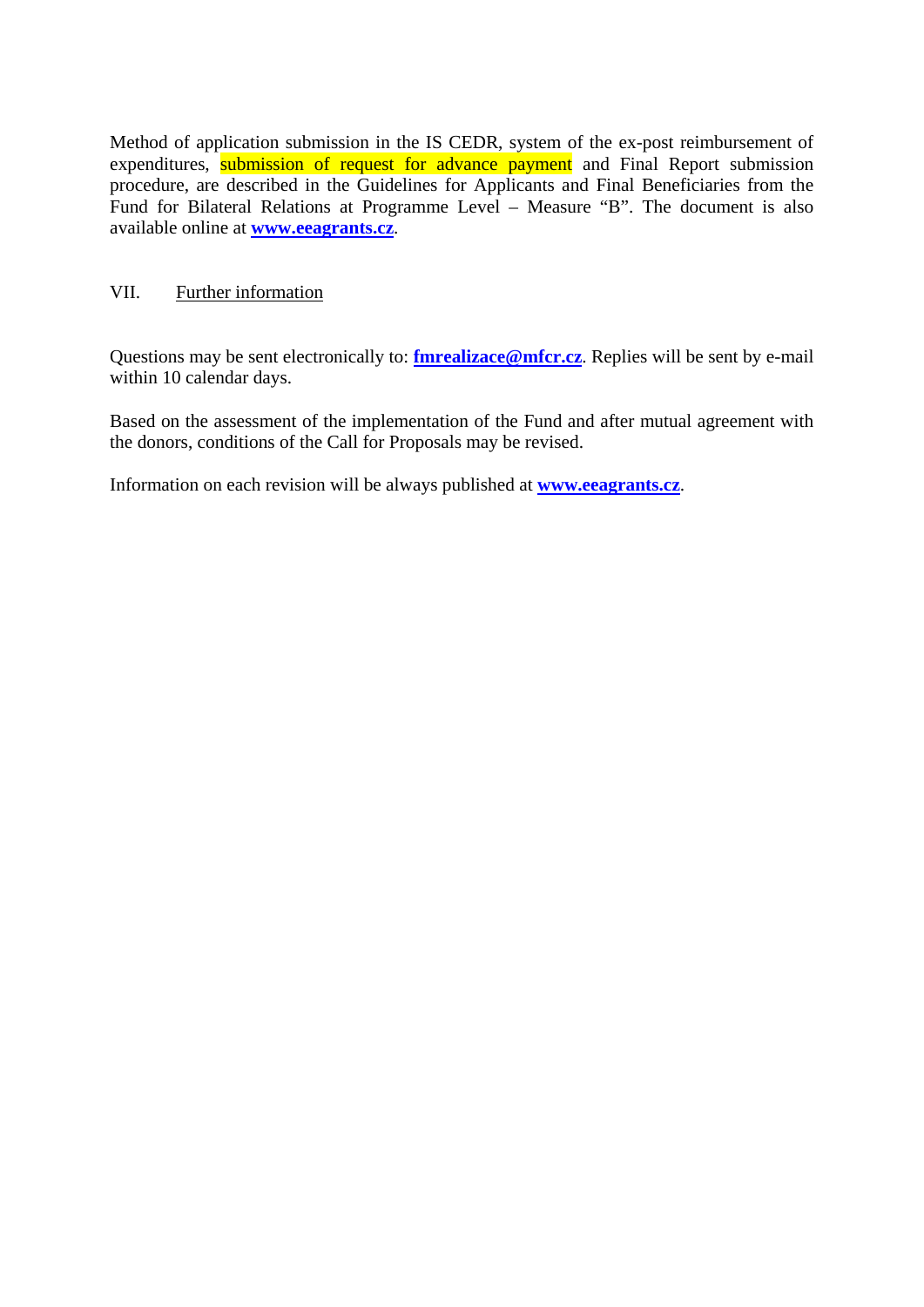Method of application submission in the IS CEDR, system of the ex-post reimbursement of expenditures, submission of request for advance payment and Final Report submission procedure, are described in the Guidelines for Applicants and Final Beneficiaries from the Fund for Bilateral Relations at Programme Level – Measure "B". The document is also available online at **www.eeagrants.cz**.

## VII. Further information

Questions may be sent electronically to: **fmrealizace@mfcr.cz**. Replies will be sent by e-mail within 10 calendar days.

Based on the assessment of the implementation of the Fund and after mutual agreement with the donors, conditions of the Call for Proposals may be revised.

Information on each revision will be always published at **www.eeagrants.cz**.